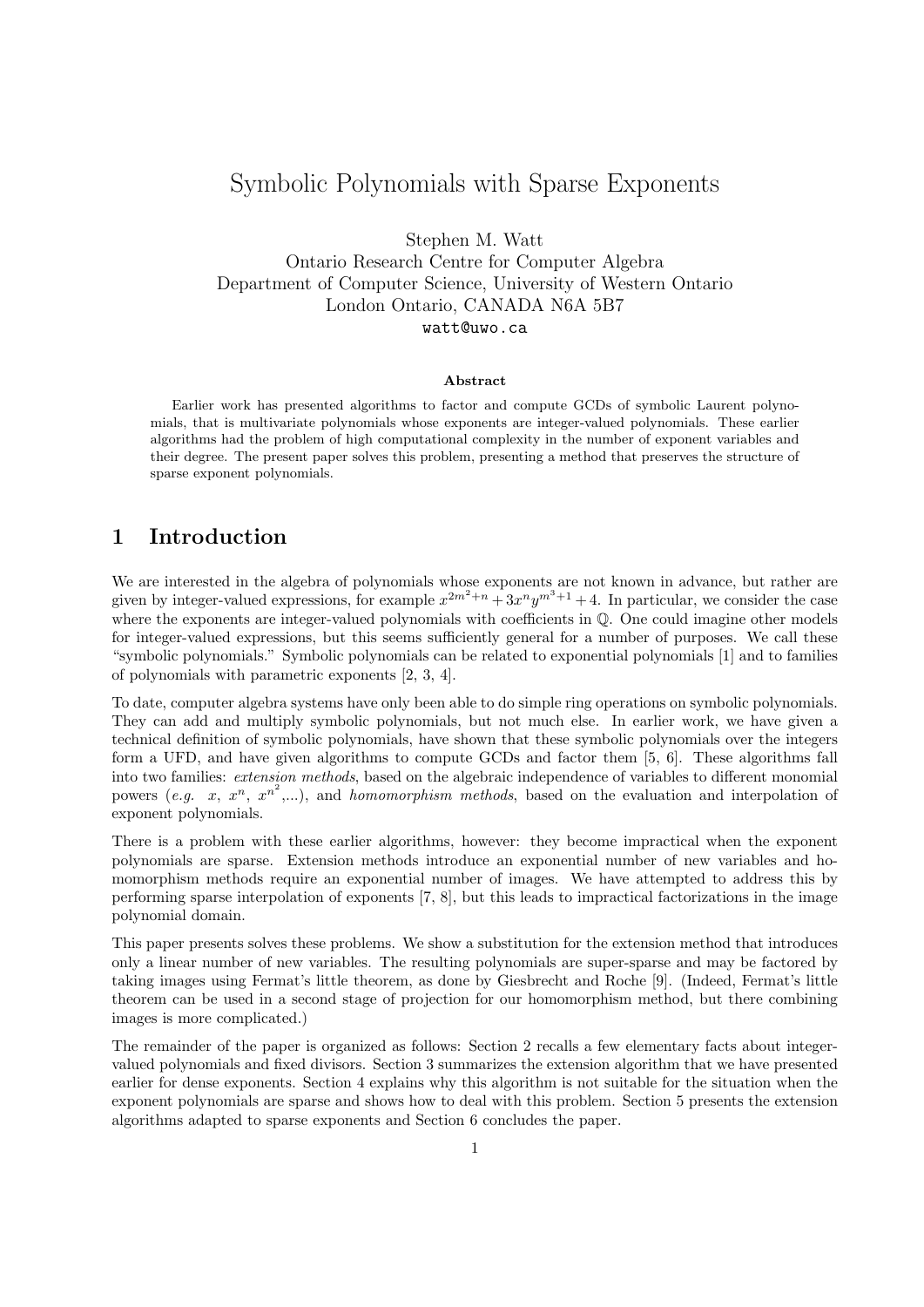# Symbolic Polynomials with Sparse Exponents

Stephen M. Watt
Ontario Research Centre for Computer Algebra
Department of Computer Science, University of Western Ontario
London Ontario, CANADA N6A 5B7
watt@uwo.ca

### Abstract

Earlier work has presented algorithms to factor and compute GCDs of symbolic Laurent polynomials, that is multivariate polynomials whose exponents are integer-valued polynomials. These earlier algorithms had the problem of high computational complexity in the number of exponent variables and their degree. The present paper solves this problem, presenting a method that preserves the structure of sparse exponent polynomials.

## 1 Introduction

We are interested in the algebra of polynomials whose exponents are not known in advance, but rather are given by integer-valued expressions, for example $x^{2m^2+n} + 3x^n y^{m^3+1} + 4$. In particular, we consider the case where the exponents are integer-valued polynomials with coefficients in $\mathbb{Q}$. One could imagine other models for integer-valued expressions, but this seems sufficiently general for a number of purposes. We call these "symbolic polynomials." Symbolic polynomials can be related to exponential polynomials [1] and to families of polynomials with parametric exponents [2, 3, 4].

To date, computer algebra systems have only been able to do simple ring operations on symbolic polynomials. They can add and multiply symbolic polynomials, but not much else. In earlier work, we have given a technical definition of symbolic polynomials, have shown that these symbolic polynomials over the integers form a UFD, and have given algorithms to compute GCDs and factor them [5, 6]. These algorithms fall into two families: *extension methods*, based on the algebraic independence of variables to different monomial powers (*e.g.* $x$, $x^n$, $x^{n^2}$,...), and *homomorphism methods*, based on the evaluation and interpolation of exponent polynomials.

There is a problem with these earlier algorithms, however: they become impractical when the exponent polynomials are sparse. Extension methods introduce an exponential number of new variables and homomorphism methods require an exponential number of images. We have attempted to address this by performing sparse interpolation of exponents [7, 8], but this leads to impractical factorizations in the image polynomial domain.

This paper presents solves these problems. We show a substitution for the extension method that introduces only a linear number of new variables. The resulting polynomials are super-sparse and may be factored by taking images using Fermat's little theorem, as done by Giesbrecht and Roche [9]. (Indeed, Fermat's little theorem can be used in a second stage of projection for our homomorphism method, but there combining images is more complicated.)

The remainder of the paper is organized as follows: Section 2 recalls a few elementary facts about integer-valued polynomials and fixed divisors. Section 3 summarizes the extension algorithm that we have presented earlier for dense exponents. Section 4 explains why this algorithm is not suitable for the situation when the exponent polynomials are sparse and shows how to deal with this problem. Section 5 presents the extension algorithms adapted to sparse exponents and Section 6 concludes the paper.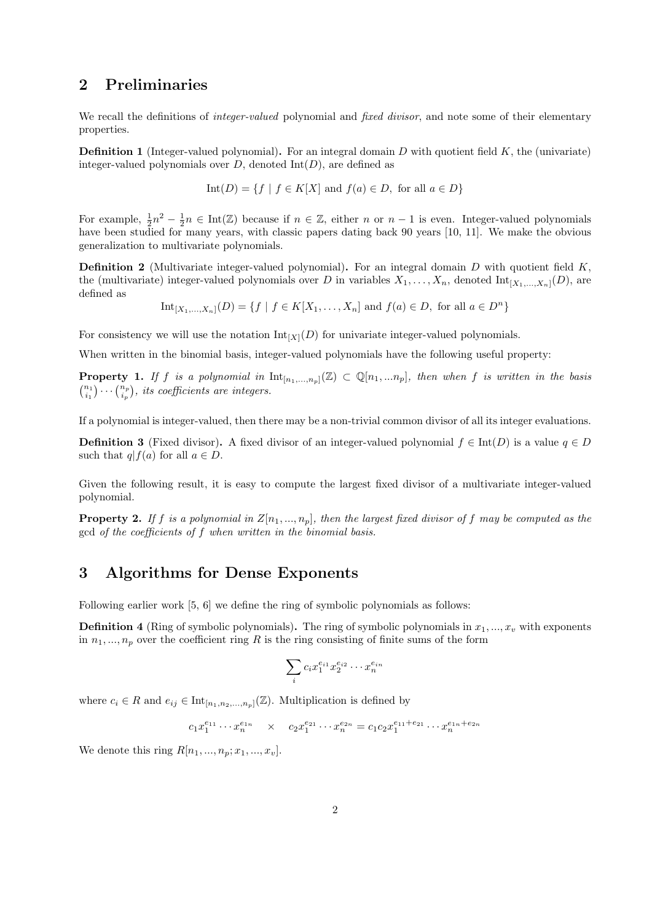## 2 Preliminaries

We recall the definitions of *integer-valued* polynomial and *fixed divisor*, and note some of their elementary properties.

**Definition 1** (Integer-valued polynomial)**.** For an integral domain $D$ with quotient field $K$, the (univariate) integer-valued polynomials over $D$, denoted $\mathrm{Int}(D)$, are defined as

$$\mathrm{Int}(D) = \{f \mid f \in K[X] \text{ and } f(a) \in D, \text{ for all } a \in D\}$$

For example, $\frac{1}{2}n^2 - \frac{1}{2}n \in \mathrm{Int}(\mathbb{Z})$ because if $n \in \mathbb{Z}$, either $n$ or $n-1$ is even. Integer-valued polynomials have been studied for many years, with classic papers dating back 90 years [10, 11]. We make the obvious generalization to multivariate polynomials.

**Definition 2** (Multivariate integer-valued polynomial)**.** For an integral domain $D$ with quotient field $K$, the (multivariate) integer-valued polynomials over $D$ in variables $X_1, \ldots, X_n$, denoted $\mathrm{Int}_{[X_1,\ldots,X_n]}(D)$, are defined as

$$\mathrm{Int}_{[X_1,\ldots,X_n]}(D) = \{f \mid f \in K[X_1, \ldots, X_n] \text{ and } f(a) \in D, \text{ for all } a \in D^n\}$$

For consistency we will use the notation $\mathrm{Int}_{[X]}(D)$ for univariate integer-valued polynomials.

When written in the binomial basis, integer-valued polynomials have the following useful property:

**Property 1.** *If $f$ is a polynomial in $\mathrm{Int}_{[n_1,\ldots,n_p]}(\mathbb{Z}) \subset \mathbb{Q}[n_1, \ldots n_p]$, then when $f$ is written in the basis $\binom{n_1}{i_1} \cdots \binom{n_p}{i_p}$, its coefficients are integers.*

If a polynomial is integer-valued, then there may be a non-trivial common divisor of all its integer evaluations.

**Definition 3** (Fixed divisor)**.** A fixed divisor of an integer-valued polynomial $f \in \mathrm{Int}(D)$ is a value $q \in D$ such that $q|f(a)$ for all $a \in D$.

Given the following result, it is easy to compute the largest fixed divisor of a multivariate integer-valued polynomial.

**Property 2.** *If $f$ is a polynomial in $Z[n_1, \ldots, n_p]$, then the largest fixed divisor of $f$ may be computed as the* gcd *of the coefficients of $f$ when written in the binomial basis.*

## 3 Algorithms for Dense Exponents

Following earlier work [5, 6] we define the ring of symbolic polynomials as follows:

**Definition 4** (Ring of symbolic polynomials)**.** The ring of symbolic polynomials in $x_1, \ldots, x_v$ with exponents in $n_1, \ldots, n_p$ over the coefficient ring $R$ is the ring consisting of finite sums of the form

$$\sum_i c_i x_1^{e_{i1}} x_2^{e_{i2}} \cdots x_n^{e_{in}}$$

where $c_i \in R$ and $e_{ij} \in \mathrm{Int}_{[n_1,n_2,\ldots,n_p]}(\mathbb{Z})$. Multiplication is defined by

$$c_1 x_1^{e_{11}} \cdots x_n^{e_{1n}} \quad \times \quad c_2 x_1^{e_{21}} \cdots x_n^{e_{2n}} = c_1 c_2 x_1^{e_{11}+e_{21}} \cdots x_n^{e_{1n}+e_{2n}}$$

We denote this ring $R[n_1, \ldots, n_p; x_1, \ldots, x_v]$.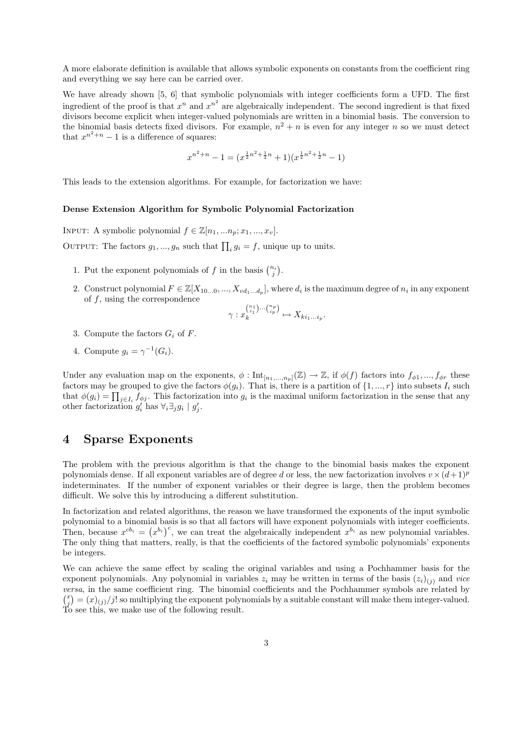A more elaborate definition is available that allows symbolic exponents on constants from the coefficient ring and everything we say here can be carried over.

We have already shown [5, 6] that symbolic polynomials with integer coefficients form a UFD. The first ingredient of the proof is that $x^n$ and $x^{n^2}$ are algebraically independent. The second ingredient is that fixed divisors become explicit when integer-valued polynomials are written in a binomial basis. The conversion to the binomial basis detects fixed divisors. For example, $n^2 + n$ is even for any integer $n$ so we must detect that $x^{n^2+n} - 1$ is a difference of squares:

$$x^{n^2+n} - 1 = (x^{\frac{1}{2}n^2+\frac{1}{2}n} + 1)(x^{\frac{1}{2}n^2+\frac{1}{2}n} - 1)$$

This leads to the extension algorithms. For example, for factorization we have:

**Dense Extension Algorithm for Symbolic Polynomial Factorization**

Input: A symbolic polynomial $f \in \mathbb{Z}[n_1, ...n_p; x_1, ..., x_v]$.

Output: The factors $g_1, ..., g_n$ such that $\prod_i g_i = f$, unique up to units.

1. Put the exponent polynomials of $f$ in the basis $\binom{n_i}{j}$.
2. Construct polynomial $F \in \mathbb{Z}[X_{10...0}, ..., X_{vd_1...d_p}]$, where $d_i$ is the maximum degree of $n_i$ in any exponent of $f$, using the correspondence
$$\gamma : x_k^{\binom{n_1}{i_1}\cdots\binom{n_p}{i_p}} \mapsto X_{ki_1...i_p}.$$
3. Compute the factors $G_i$ of $F$.
4. Compute $g_i = \gamma^{-1}(G_i)$.

Under any evaluation map on the exponents, $\phi : \mathrm{Int}_{[n_1,...,n_p]}(\mathbb{Z}) \to \mathbb{Z}$, if $\phi(f)$ factors into $f_{\phi 1}, ..., f_{\phi r}$ these factors may be grouped to give the factors $\phi(g_i)$. That is, there is a partition of $\{1, ..., r\}$ into subsets $I_i$ such that $\phi(g_i) = \prod_{j \in I_i} f_{\phi j}$. This factorization into $g_i$ is the maximal uniform factorization in the sense that any other factorization $g_i'$ has $\forall_i \exists_j g_i \mid g_j'$.

## 4 Sparse Exponents

The problem with the previous algorithm is that the change to the binomial basis makes the exponent polynomials dense. If all exponent variables are of degree $d$ or less, the new factorization involves $v \times (d+1)^p$ indeterminates. If the number of exponent variables or their degree is large, then the problem becomes difficult. We solve this by introducing a different substitution.

In factorization and related algorithms, the reason we have transformed the exponents of the input symbolic polynomial to a binomial basis is so that all factors will have exponent polynomials with integer coefficients. Then, because $x^{cb_i} = \left(x^{b_i}\right)^c$, we can treat the algebraically independent $x^{b_i}$ as new polynomial variables. The only thing that matters, really, is that the coefficients of the factored symbolic polynomials' exponents be integers.

We can achieve the same effect by scaling the original variables and using a Pochhammer basis for the exponent polynomials. Any polynomial in variables $z_i$ may be written in terms of the basis $(z_i)_{(j)}$ and *vice versa*, in the same coefficient ring. The binomial coefficients and the Pochhammer symbols are related by $\binom{x}{j} = (x)_{(j)}/j!$ so multiplying the exponent polynomials by a suitable constant will make them integer-valued. To see this, we make use of the following result.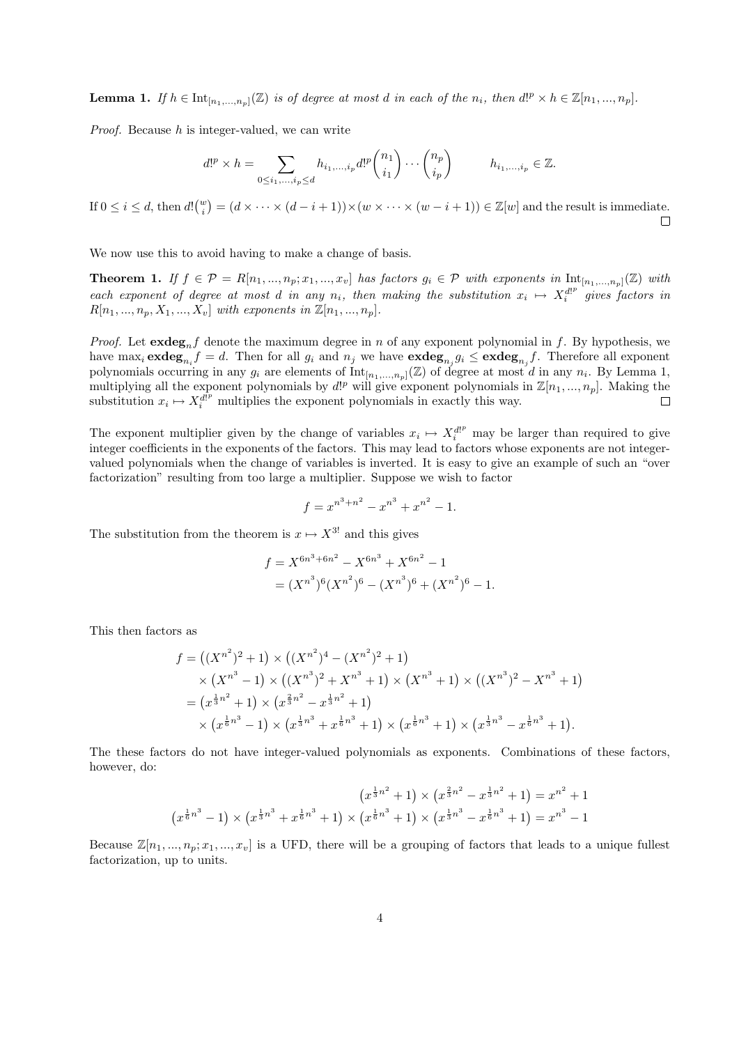**Lemma 1.** *If $h \in \mathrm{Int}_{[n_1,...,n_p]}(\mathbb{Z})$ is of degree at most $d$ in each of the $n_i$, then $d!^p \times h \in \mathbb{Z}[n_1, ..., n_p]$.*

*Proof.* Because $h$ is integer-valued, we can write

$$d!^p \times h = \sum_{0 \le i_1,...,i_p \le d} h_{i_1,...,i_p} d!^p \binom{n_1}{i_1} \cdots \binom{n_p}{i_p} \qquad h_{i_1,...,i_p} \in \mathbb{Z}.$$

If $0 \le i \le d$, then $d!\binom{w}{i} = (d \times \cdots \times (d - i + 1)) \times (w \times \cdots \times (w - i + 1)) \in \mathbb{Z}[w]$ and the result is immediate. □

We now use this to avoid having to make a change of basis.

**Theorem 1.** *If $f \in \mathcal{P} = R[n_1, ..., n_p; x_1, ..., x_v]$ has factors $g_i \in \mathcal{P}$ with exponents in $\mathrm{Int}_{[n_1,...,n_p]}(\mathbb{Z})$ with each exponent of degree at most $d$ in any $n_i$, then making the substitution $x_i \mapsto X_i^{d!^p}$ gives factors in $R[n_1, ..., n_p, X_1, ..., X_v]$ with exponents in $\mathbb{Z}[n_1, ..., n_p]$.*

*Proof.* Let $\mathbf{exdeg}_n f$ denote the maximum degree in $n$ of any exponent polynomial in $f$. By hypothesis, we have $\max_i \mathbf{exdeg}_{n_i} f = d$. Then for all $g_i$ and $n_j$ we have $\mathbf{exdeg}_{n_j} g_i \le \mathbf{exdeg}_{n_j} f$. Therefore all exponent polynomials occurring in any $g_i$ are elements of $\mathrm{Int}_{[n_1,...,n_p]}(\mathbb{Z})$ of degree at most $d$ in any $n_i$. By Lemma 1, multiplying all the exponent polynomials by $d!^p$ will give exponent polynomials in $\mathbb{Z}[n_1, ..., n_p]$. Making the substitution $x_i \mapsto X_i^{d!^p}$ multiplies the exponent polynomials in exactly this way. □

The exponent multiplier given by the change of variables $x_i \mapsto X_i^{d!^p}$ may be larger than required to give integer coefficients in the exponents of the factors. This may lead to factors whose exponents are not integer-valued polynomials when the change of variables is inverted. It is easy to give an example of such an "over factorization" resulting from too large a multiplier. Suppose we wish to factor

$$f = x^{n^3+n^2} - x^{n^3} + x^{n^2} - 1.$$

The substitution from the theorem is $x \mapsto X^{3!}$ and this gives

$$\begin{aligned} f &= X^{6n^3+6n^2} - X^{6n^3} + X^{6n^2} - 1 \\ &= (X^{n^3})^6 (X^{n^2})^6 - (X^{n^3})^6 + (X^{n^2})^6 - 1. \end{aligned}$$

This then factors as

$$\begin{aligned} f &= \left((X^{n^2})^2 + 1\right) \times \left((X^{n^2})^4 - (X^{n^2})^2 + 1\right) \\ &\quad \times \left(X^{n^3} - 1\right) \times \left((X^{n^3})^2 + X^{n^3} + 1\right) \times \left(X^{n^3} + 1\right) \times \left((X^{n^3})^2 - X^{n^3} + 1\right) \\ &= \left(x^{\frac{1}{3}n^2} + 1\right) \times \left(x^{\frac{2}{3}n^2} - x^{\frac{1}{3}n^2} + 1\right) \\ &\quad \times \left(x^{\frac{1}{6}n^3} - 1\right) \times \left(x^{\frac{1}{3}n^3} + x^{\frac{1}{6}n^3} + 1\right) \times \left(x^{\frac{1}{6}n^3} + 1\right) \times \left(x^{\frac{1}{3}n^3} - x^{\frac{1}{6}n^3} + 1\right). \end{aligned}$$

The these factors do not have integer-valued polynomials as exponents. Combinations of these factors, however, do:

$$\left(x^{\frac{1}{3}n^2} + 1\right) \times \left(x^{\frac{2}{3}n^2} - x^{\frac{1}{3}n^2} + 1\right) = x^{n^2} + 1$$

$$\left(x^{\frac{1}{6}n^3} - 1\right) \times \left(x^{\frac{1}{3}n^3} + x^{\frac{1}{6}n^3} + 1\right) \times \left(x^{\frac{1}{6}n^3} + 1\right) \times \left(x^{\frac{1}{3}n^3} - x^{\frac{1}{6}n^3} + 1\right) = x^{n^3} - 1$$

Because $\mathbb{Z}[n_1, ..., n_p; x_1, ..., x_v]$ is a UFD, there will be a grouping of factors that leads to a unique fullest factorization, up to units.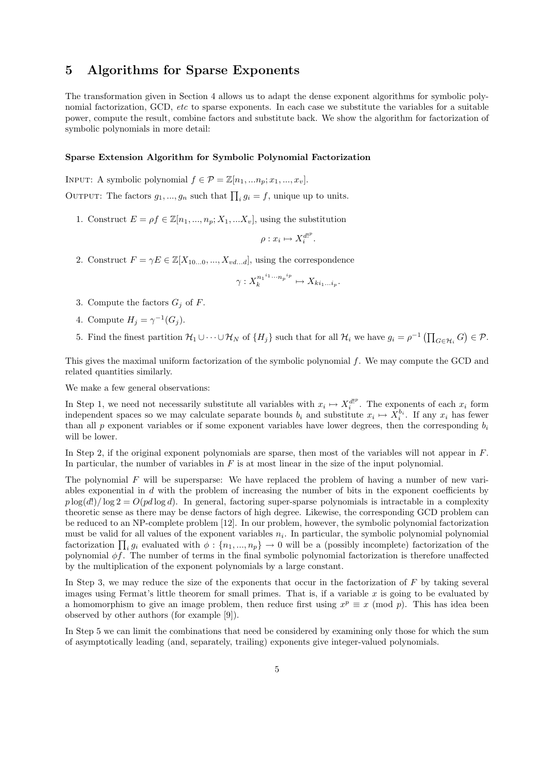## 5 Algorithms for Sparse Exponents

The transformation given in Section 4 allows us to adapt the dense exponent algorithms for symbolic polynomial factorization, GCD, *etc* to sparse exponents. In each case we substitute the variables for a suitable power, compute the result, combine factors and substitute back. We show the algorithm for factorization of symbolic polynomials in more detail:

#### Sparse Extension Algorithm for Symbolic Polynomial Factorization

INPUT: A symbolic polynomial $f \in \mathcal{P} = \mathbb{Z}[n_1, ...n_p; x_1, ..., x_v]$.

OUTPUT: The factors $g_1, ..., g_n$ such that $\prod_i g_i = f$, unique up to units.

1. Construct $E = \rho f \in \mathbb{Z}[n_1, ..., n_p; X_1, ...X_v]$, using the substitution
$$\rho : x_i \mapsto X_i^{d!^p}.$$
2. Construct $F = \gamma E \in \mathbb{Z}[X_{10...0}, ..., X_{vd...d}]$, using the correspondence
$$\gamma : X_k^{{n_1}^{i_1} \cdots {n_p}^{i_p}} \mapsto X_{ki_1...i_p}.$$
3. Compute the factors $G_j$ of $F$.
4. Compute $H_j = \gamma^{-1}(G_j)$.
5. Find the finest partition $\mathcal{H}_1 \cup \cdots \cup \mathcal{H}_N$ of $\{H_j\}$ such that for all $\mathcal{H}_i$ we have $g_i = \rho^{-1}\left(\prod_{G \in \mathcal{H}_i} G\right) \in \mathcal{P}$.

This gives the maximal uniform factorization of the symbolic polynomial $f$. We may compute the GCD and related quantities similarly.

We make a few general observations:

In Step 1, we need not necessarily substitute all variables with $x_i \mapsto X_i^{d!^p}$. The exponents of each $x_i$ form independent spaces so we may calculate separate bounds $b_i$ and substitute $x_i \mapsto X_i^{b_i}$. If any $x_i$ has fewer than all $p$ exponent variables or if some exponent variables have lower degrees, then the corresponding $b_i$ will be lower.

In Step 2, if the original exponent polynomials are sparse, then most of the variables will not appear in $F$. In particular, the number of variables in $F$ is at most linear in the size of the input polynomial.

The polynomial $F$ will be supersparse: We have replaced the problem of having a number of new variables exponential in $d$ with the problem of increasing the number of bits in the exponent coefficients by $p \log(d!)/\log 2 = O(pd \log d)$. In general, factoring super-sparse polynomials is intractable in a complexity theoretic sense as there may be dense factors of high degree. Likewise, the corresponding GCD problem can be reduced to an NP-complete problem [12]. In our problem, however, the symbolic polynomial factorization must be valid for all values of the exponent variables $n_i$. In particular, the symbolic polynomial polynomial factorization $\prod_i g_i$ evaluated with $\phi : \{n_1, ..., n_p\} \to 0$ will be a (possibly incomplete) factorization of the polynomial $\phi f$. The number of terms in the final symbolic polynomial factorization is therefore unaffected by the multiplication of the exponent polynomials by a large constant.

In Step 3, we may reduce the size of the exponents that occur in the factorization of $F$ by taking several images using Fermat's little theorem for small primes. That is, if a variable $x$ is going to be evaluated by a homomorphism to give an image problem, then reduce first using $x^p \equiv x \pmod{p}$. This has idea been observed by other authors (for example [9]).

In Step 5 we can limit the combinations that need be considered by examining only those for which the sum of asymptotically leading (and, separately, trailing) exponents give integer-valued polynomials.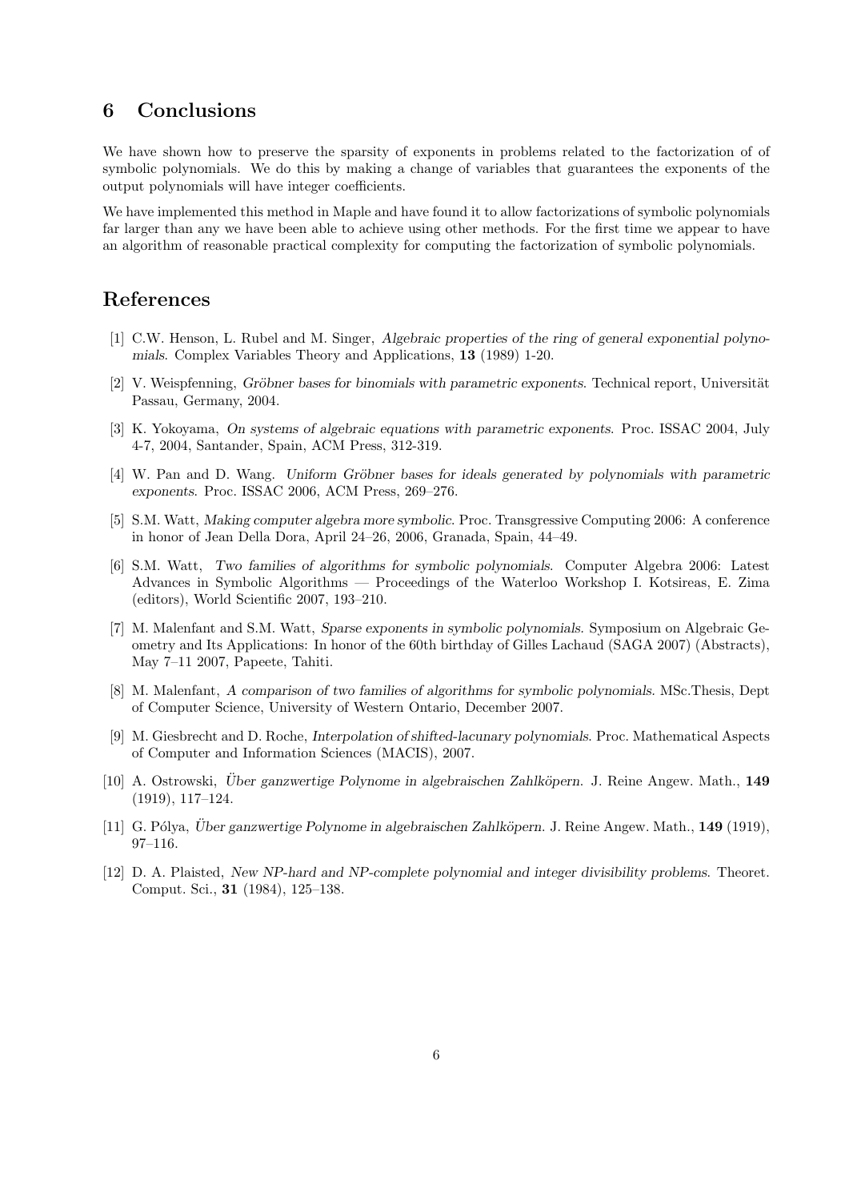## 6 Conclusions

We have shown how to preserve the sparsity of exponents in problems related to the factorization of of symbolic polynomials. We do this by making a change of variables that guarantees the exponents of the output polynomials will have integer coefficients.

We have implemented this method in Maple and have found it to allow factorizations of symbolic polynomials far larger than any we have been able to achieve using other methods. For the first time we appear to have an algorithm of reasonable practical complexity for computing the factorization of symbolic polynomials.

## References

[1] C.W. Henson, L. Rubel and M. Singer, *Algebraic properties of the ring of general exponential polynomials*. Complex Variables Theory and Applications, **13** (1989) 1-20.

[2] V. Weispfenning, *Gröbner bases for binomials with parametric exponents*. Technical report, Universität Passau, Germany, 2004.

[3] K. Yokoyama, *On systems of algebraic equations with parametric exponents*. Proc. ISSAC 2004, July 4-7, 2004, Santander, Spain, ACM Press, 312-319.

[4] W. Pan and D. Wang. *Uniform Gröbner bases for ideals generated by polynomials with parametric exponents*. Proc. ISSAC 2006, ACM Press, 269–276.

[5] S.M. Watt, *Making computer algebra more symbolic*. Proc. Transgressive Computing 2006: A conference in honor of Jean Della Dora, April 24–26, 2006, Granada, Spain, 44–49.

[6] S.M. Watt, *Two families of algorithms for symbolic polynomials*. Computer Algebra 2006: Latest Advances in Symbolic Algorithms — Proceedings of the Waterloo Workshop I. Kotsireas, E. Zima (editors), World Scientific 2007, 193–210.

[7] M. Malenfant and S.M. Watt, *Sparse exponents in symbolic polynomials.* Symposium on Algebraic Geometry and Its Applications: In honor of the 60th birthday of Gilles Lachaud (SAGA 2007) (Abstracts), May 7–11 2007, Papeete, Tahiti.

[8] M. Malenfant, *A comparison of two families of algorithms for symbolic polynomials.* MSc.Thesis, Dept of Computer Science, University of Western Ontario, December 2007.

[9] M. Giesbrecht and D. Roche, *Interpolation of shifted-lacunary polynomials*. Proc. Mathematical Aspects of Computer and Information Sciences (MACIS), 2007.

[10] A. Ostrowski, *Über ganzwertige Polynome in algebraischen Zahlköpern*. J. Reine Angew. Math., **149** (1919), 117–124.

[11] G. Pólya, *Über ganzwertige Polynome in algebraischen Zahlköpern*. J. Reine Angew. Math., **149** (1919), 97–116.

[12] D. A. Plaisted, *New NP-hard and NP-complete polynomial and integer divisibility problems*. Theoret. Comput. Sci., **31** (1984), 125–138.